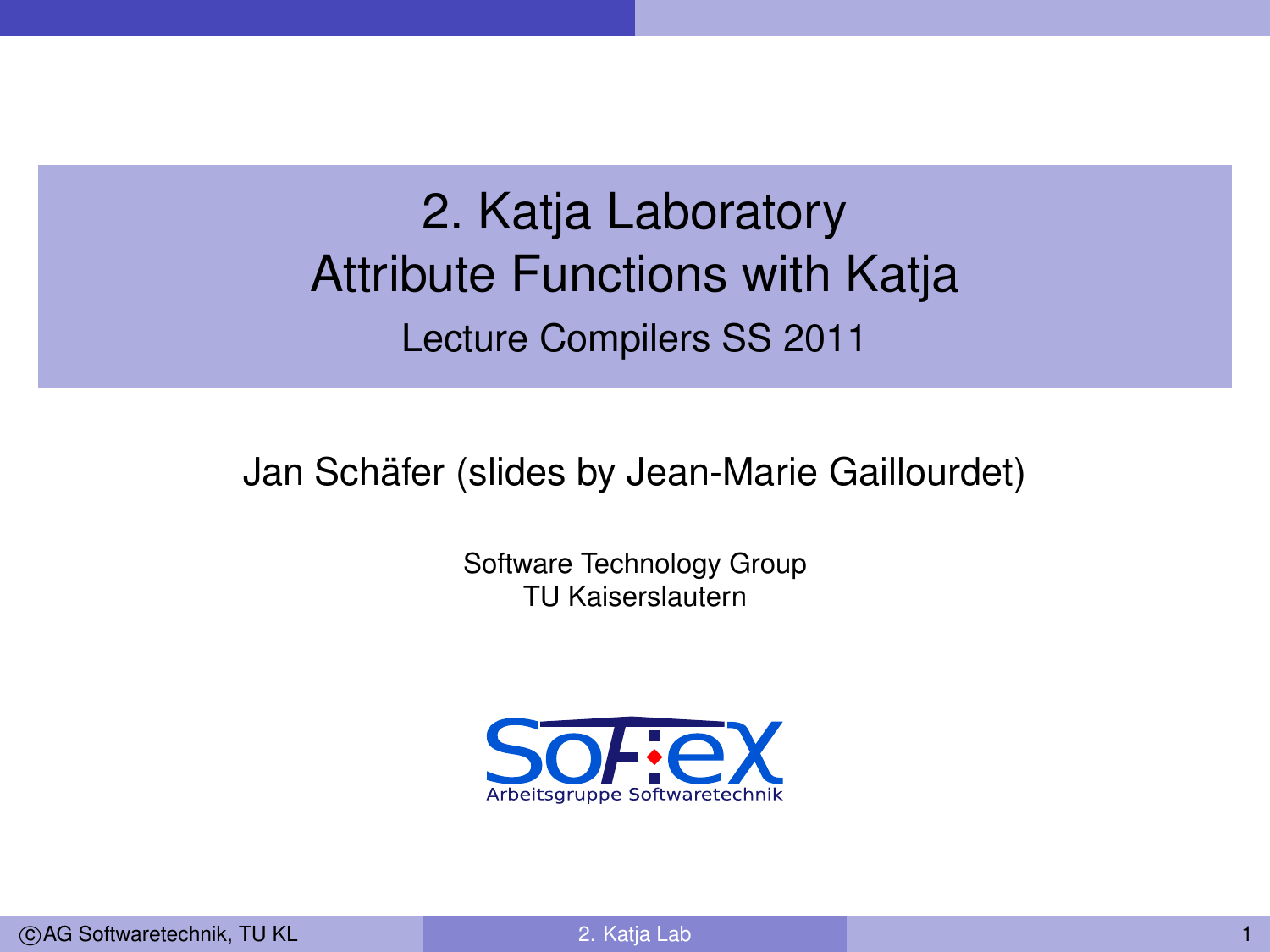# 2. Katja Laboratory
# Attribute Functions with Katja

Lecture Compilers SS 2011

Jan Schäfer (slides by Jean-Marie Gaillourdet)

Software Technology Group
TU Kaiserslautern

SofTeX
Arbeitsgruppe Softwaretechnik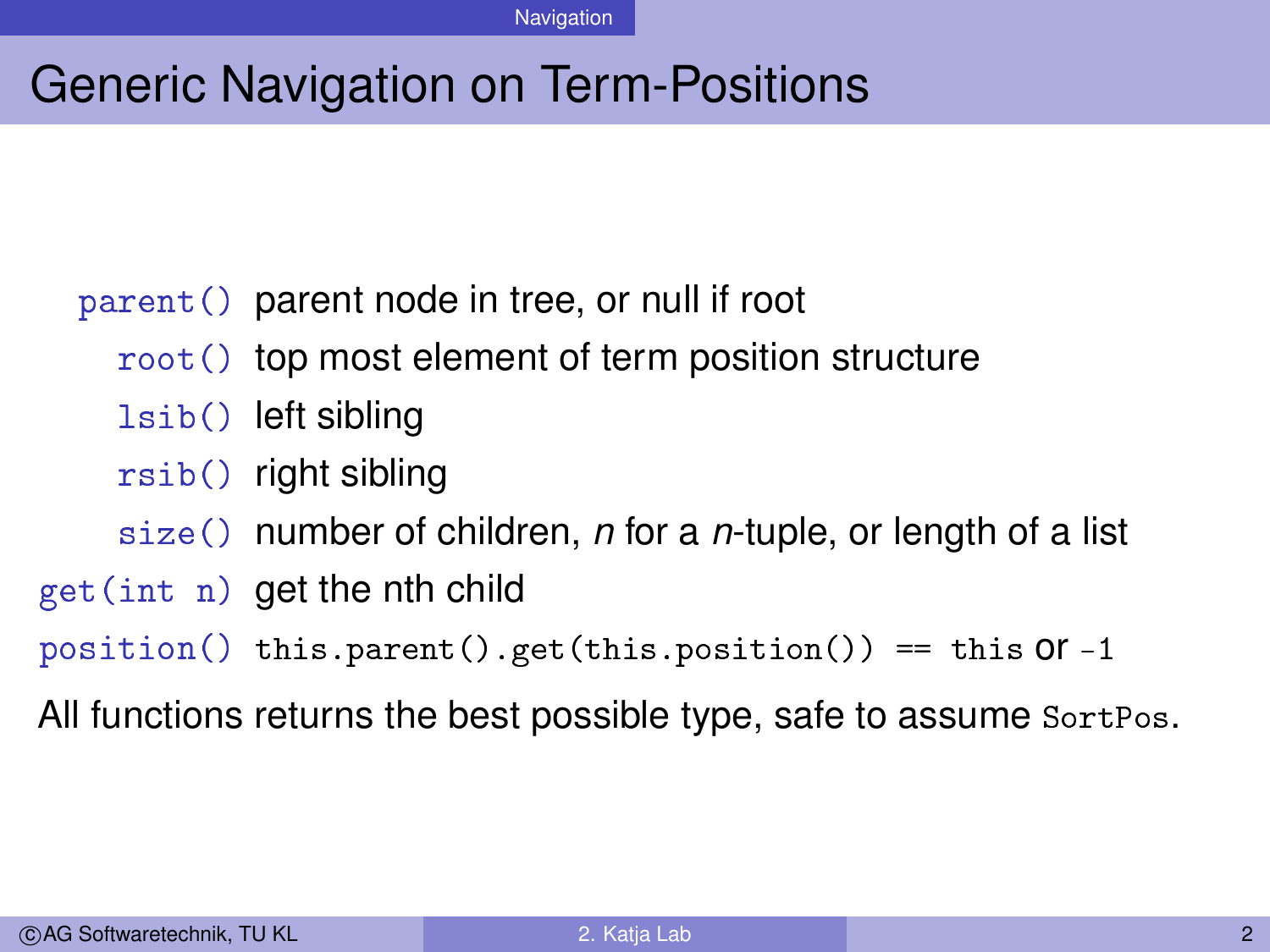# Generic Navigation on Term-Positions

| | |
|---|---|
| `parent()` | parent node in tree, or null if root |
| `root()` | top most element of term position structure |
| `lsib()` | left sibling |
| `rsib()` | right sibling |
| `size()` | number of children, *n* for a *n*-tuple, or length of a list |
| `get(int n)` | get the nth child |
| `position()` | `this.parent().get(this.position()) == this` or `-1` |

All functions returns the best possible type, safe to assume `SortPos`.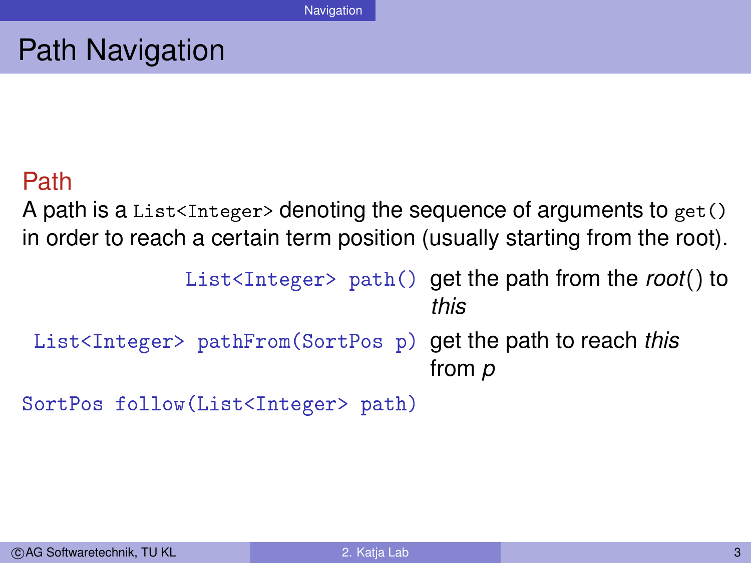# Path Navigation

## Path

A path is a `List<Integer>` denoting the sequence of arguments to `get()` in order to reach a certain term position (usually starting from the root).

| | |
|---|---|
| `List<Integer> path()` | get the path from the *root*() to *this* |
| `List<Integer> pathFrom(SortPos p)` | get the path to reach *this* from *p* |
| `SortPos follow(List<Integer> path)` | |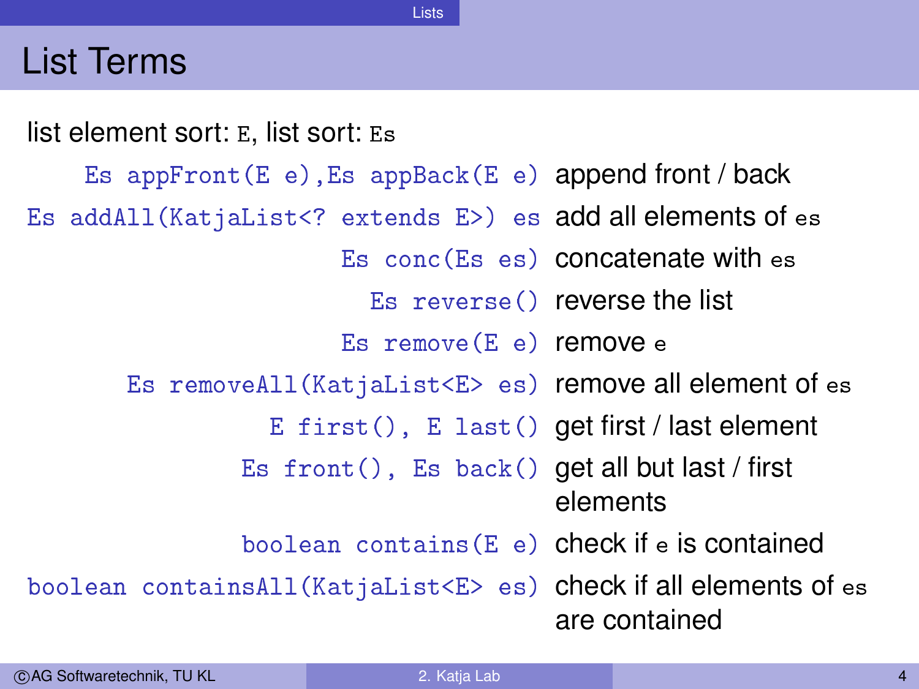# List Terms

list element sort: `E`, list sort: `Es`

| | |
|---|---|
| `Es appFront(E e),Es appBack(E e)` | append front / back |
| `Es addAll(KatjaList<? extends E>) es` | add all elements of `es` |
| `Es conc(Es es)` | concatenate with `es` |
| `Es reverse()` | reverse the list |
| `Es remove(E e)` | remove `e` |
| `Es removeAll(KatjaList<E> es)` | remove all element of `es` |
| `E first(), E last()` | get first / last element |
| `Es front(), Es back()` | get all but last / first elements |
| `boolean contains(E e)` | check if `e` is contained |
| `boolean containsAll(KatjaList<E> es)` | check if all elements of `es` are contained |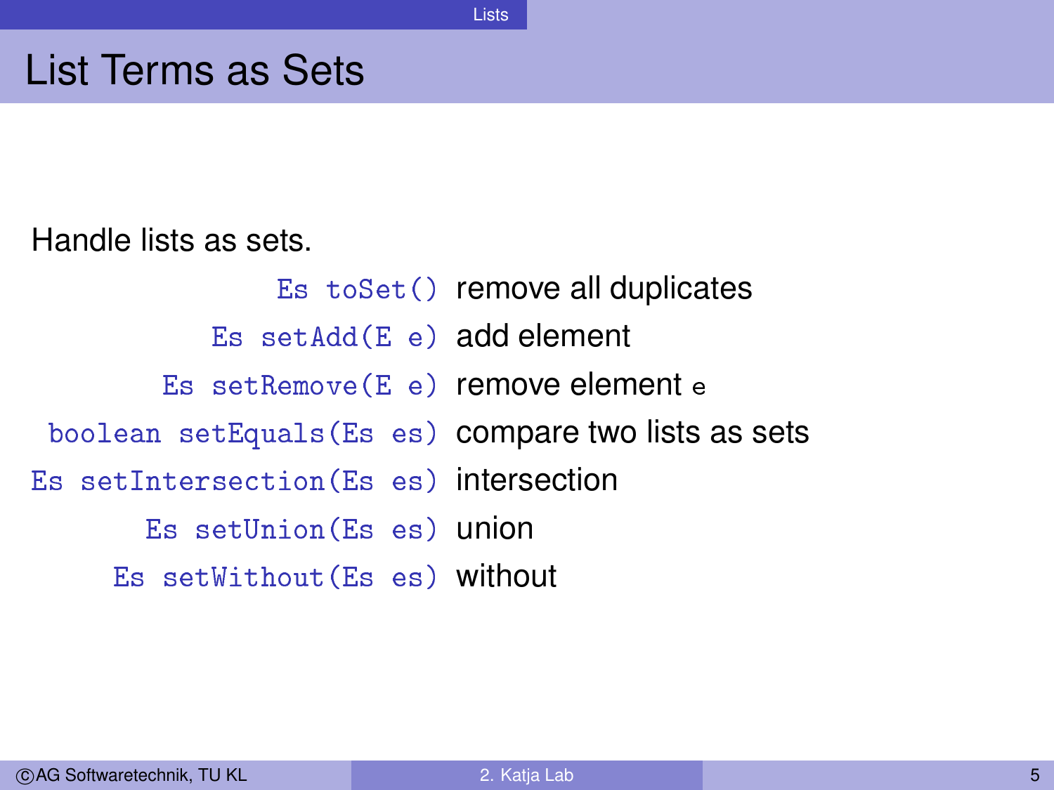# List Terms as Sets

Handle lists as sets.

| | |
|---|---|
| `Es toSet()` | remove all duplicates |
| `Es setAdd(E e)` | add element |
| `Es setRemove(E e)` | remove element `e` |
| `boolean setEquals(Es es)` | compare two lists as sets |
| `Es setIntersection(Es es)` | intersection |
| `Es setUnion(Es es)` | union |
| `Es setWithout(Es es)` | without |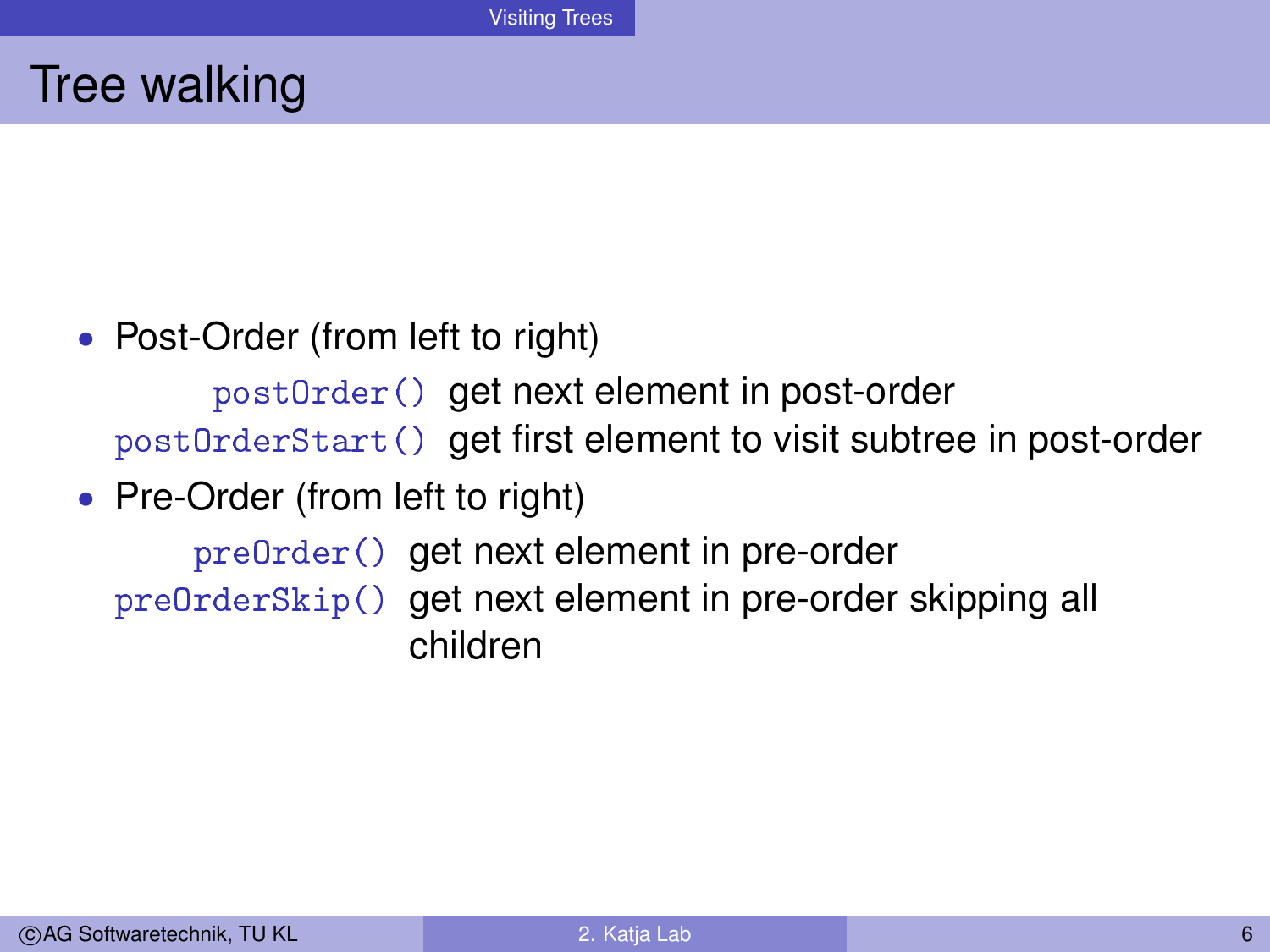# Tree walking

- Post-Order (from left to right)

  `postOrder()` get next element in post-order

  `postOrderStart()` get first element to visit subtree in post-order

- Pre-Order (from left to right)

  `preOrder()` get next element in pre-order

  `preOrderSkip()` get next element in pre-order skipping all children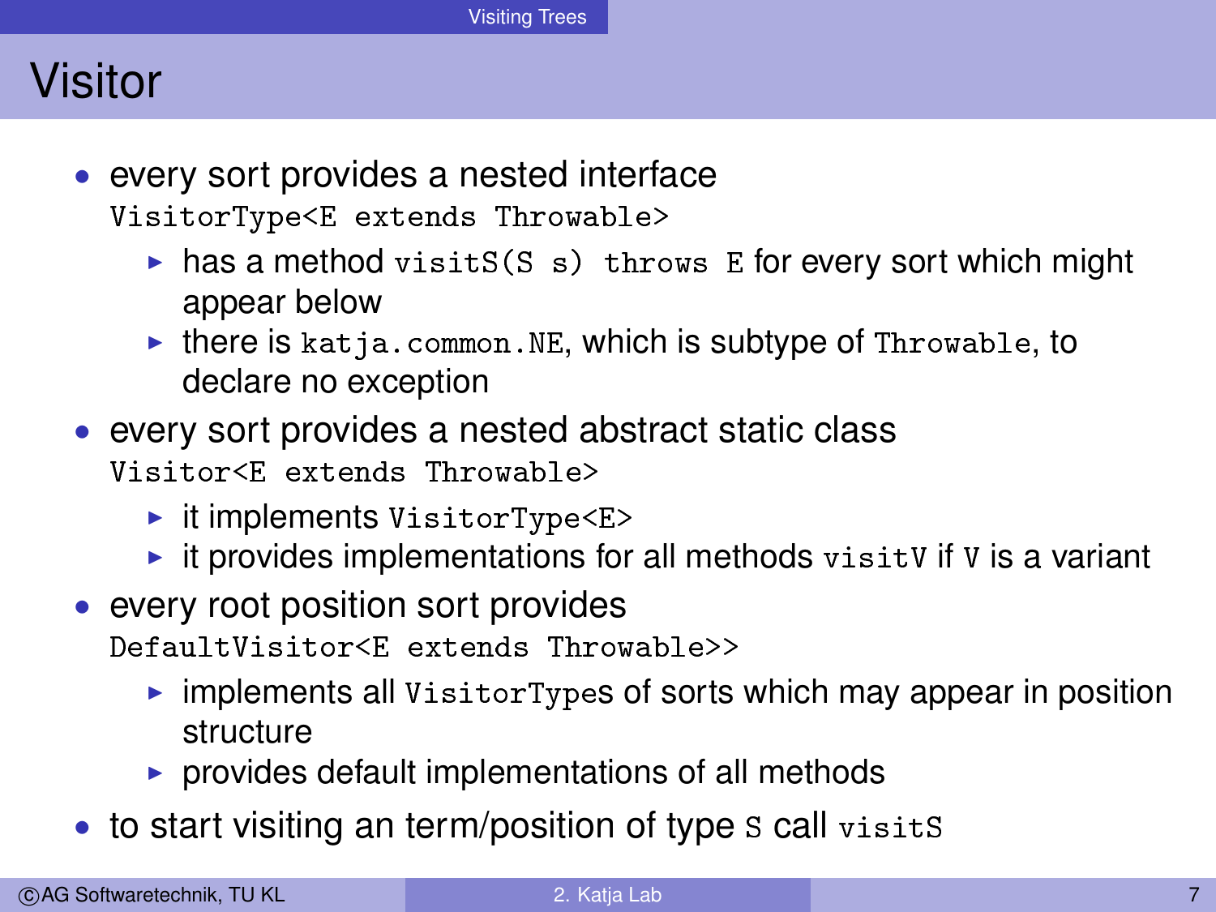# Visitor

- every sort provides a nested interface `VisitorType<E extends Throwable>`
  - has a method `visitS(S s) throws E` for every sort which might appear below
  - there is `katja.common.NE`, which is subtype of `Throwable`, to declare no exception
- every sort provides a nested abstract static class `Visitor<E extends Throwable>`
  - it implements `VisitorType<E>`
  - it provides implementations for all methods `visitV` if `V` is a variant
- every root position sort provides `DefaultVisitor<E extends Throwable>>`
  - implements all `VisitorType`s of sorts which may appear in position structure
  - provides default implementations of all methods
- to start visiting an term/position of type `S` call `visitS`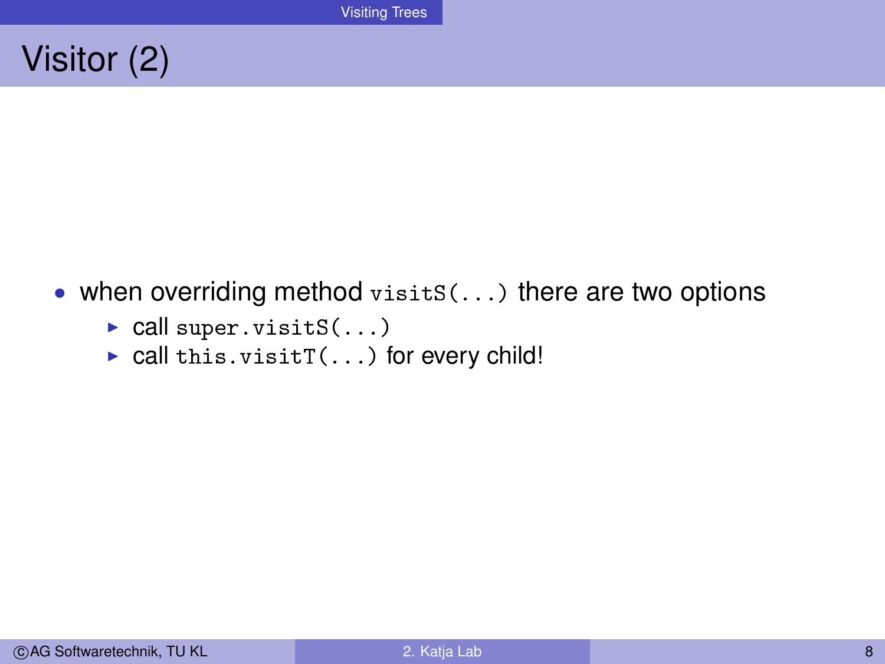# Visitor (2)

- when overriding method `visitS(...)` there are two options
  - call `super.visitS(...)`
  - call `this.visitT(...)` for every child!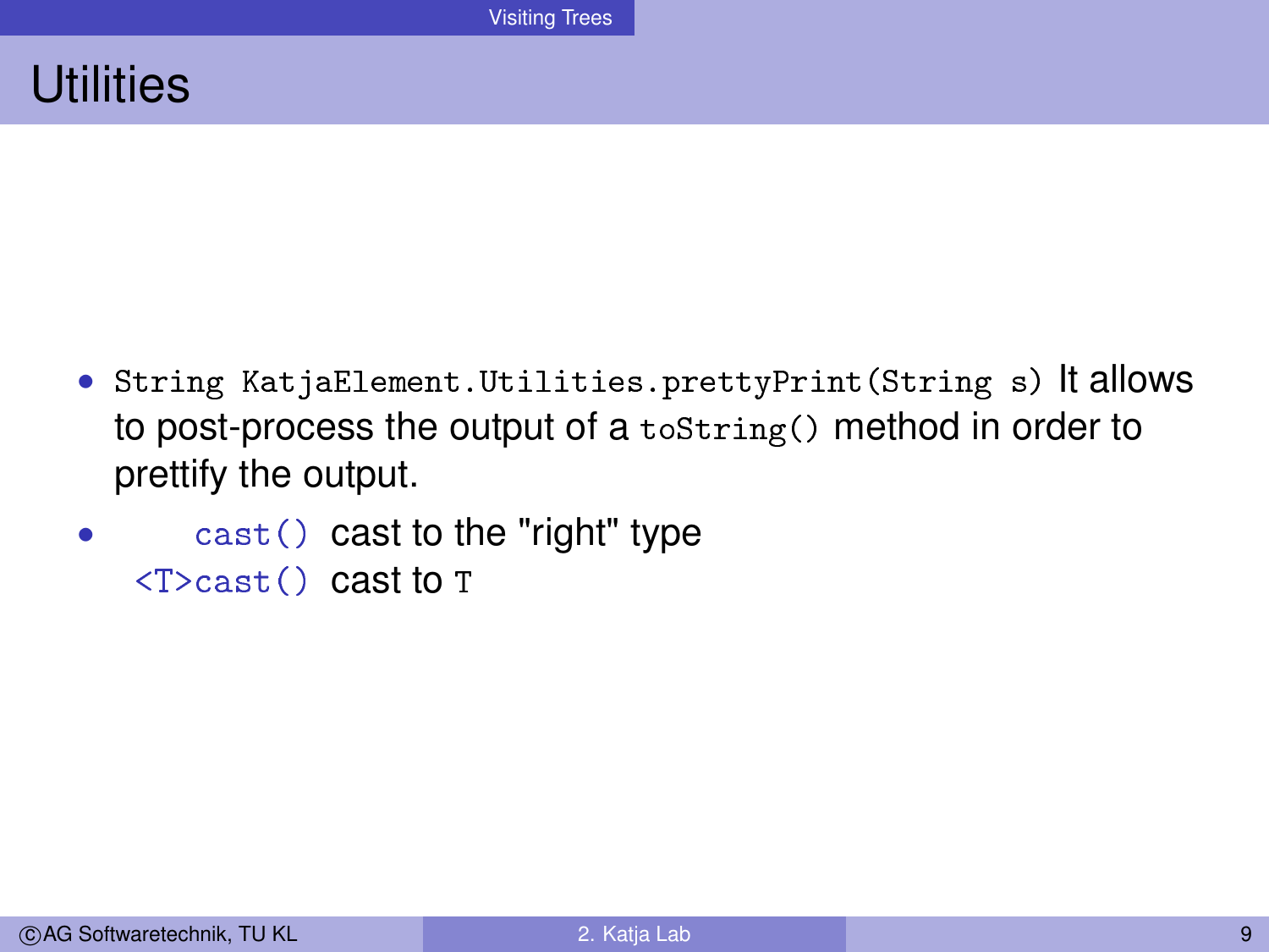# Utilities

- `String KatjaElement.Utilities.prettyPrint(String s)` It allows to post-process the output of a `toString()` method in order to prettify the output.
- `cast()` cast to the "right" type
  `<T>cast()` cast to `T`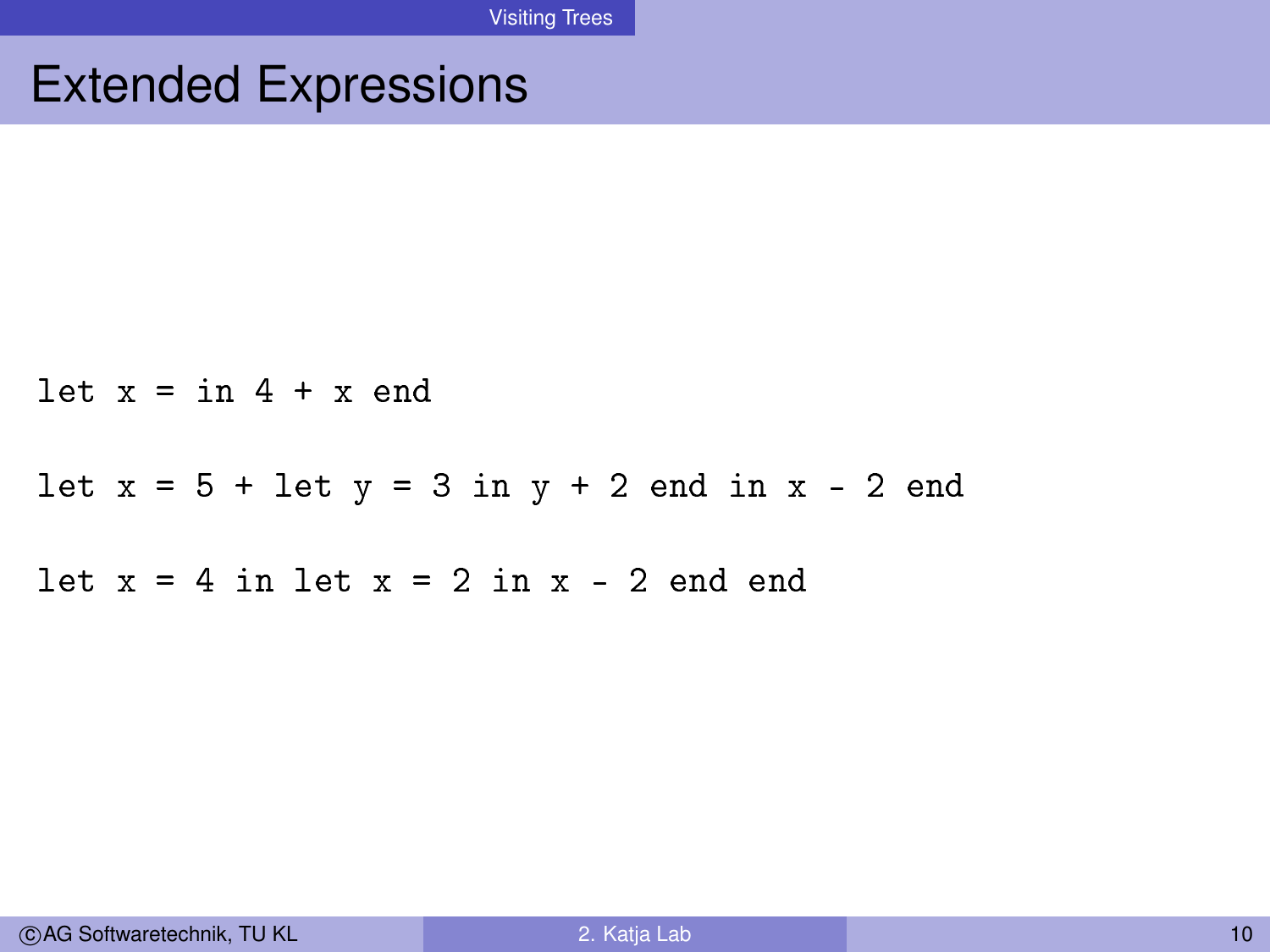# Extended Expressions

```
let x = in 4 + x end

let x = 5 + let y = 3 in y + 2 end in x - 2 end

let x = 4 in let x = 2 in x - 2 end end
```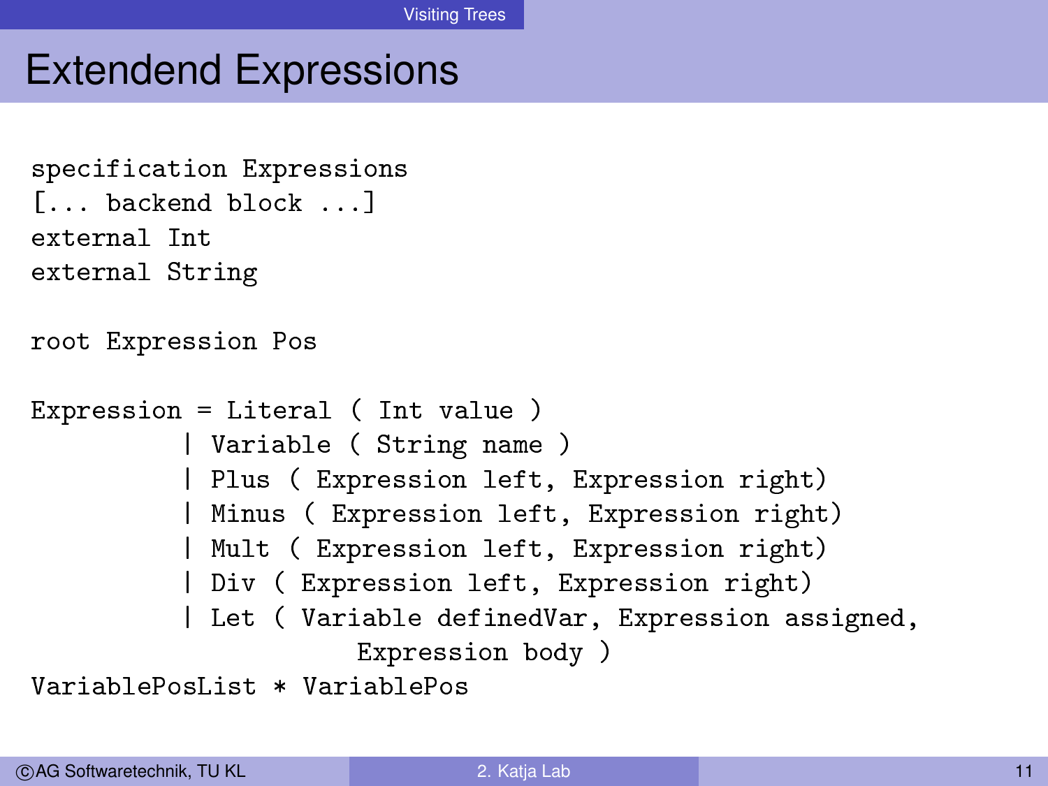# Extendend Expressions

```
specification Expressions
[... backend block ...]
external Int
external String

root Expression Pos

Expression = Literal ( Int value )
           | Variable ( String name )
           | Plus ( Expression left, Expression right)
           | Minus ( Expression left, Expression right)
           | Mult ( Expression left, Expression right)
           | Div ( Expression left, Expression right)
           | Let ( Variable definedVar, Expression assigned,
                      Expression body )
VariablePosList * VariablePos
```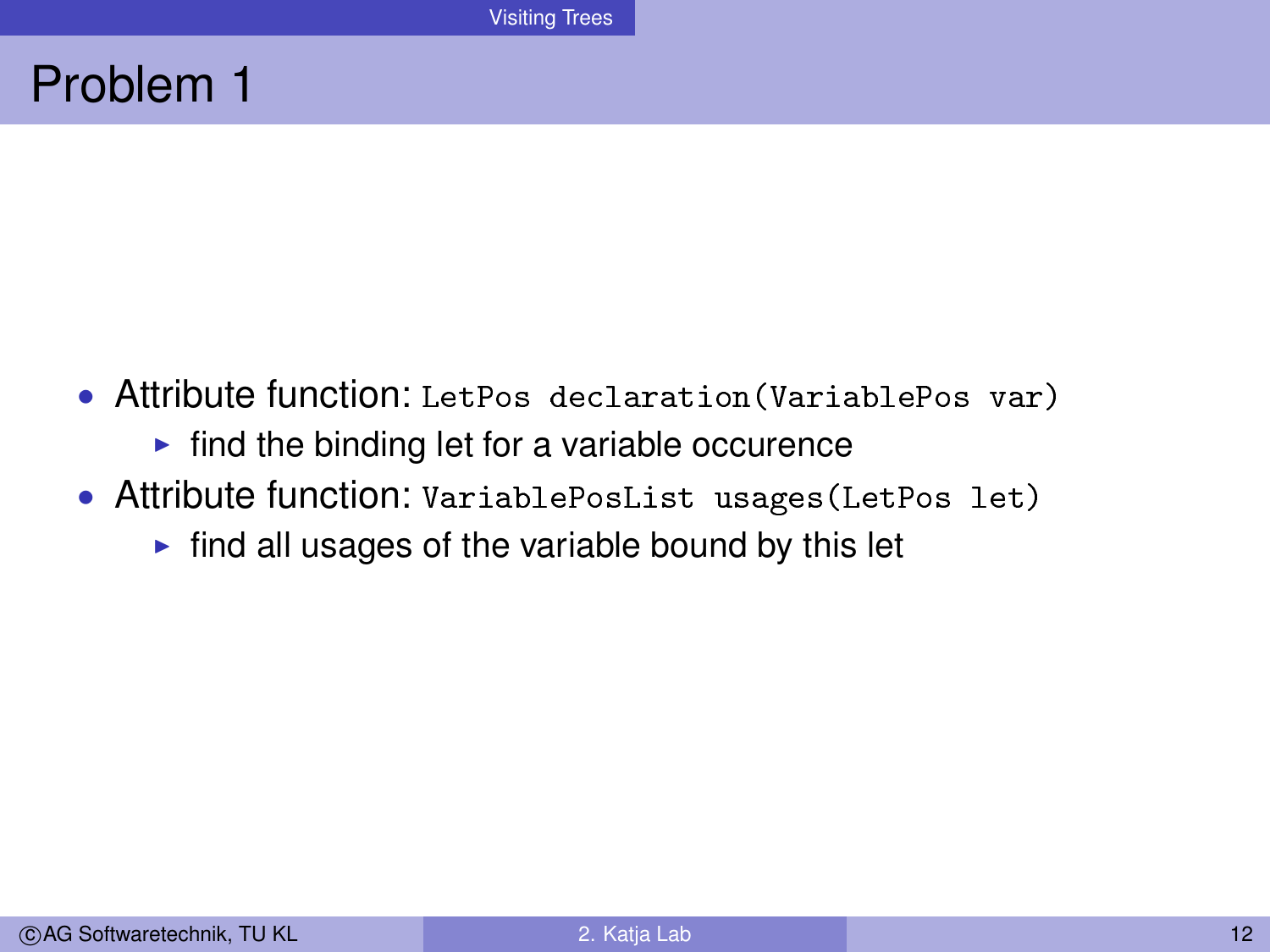# Problem 1

- Attribute function: `LetPos declaration(VariablePos var)`
  - find the binding let for a variable occurence
- Attribute function: `VariablePosList usages(LetPos let)`
  - find all usages of the variable bound by this let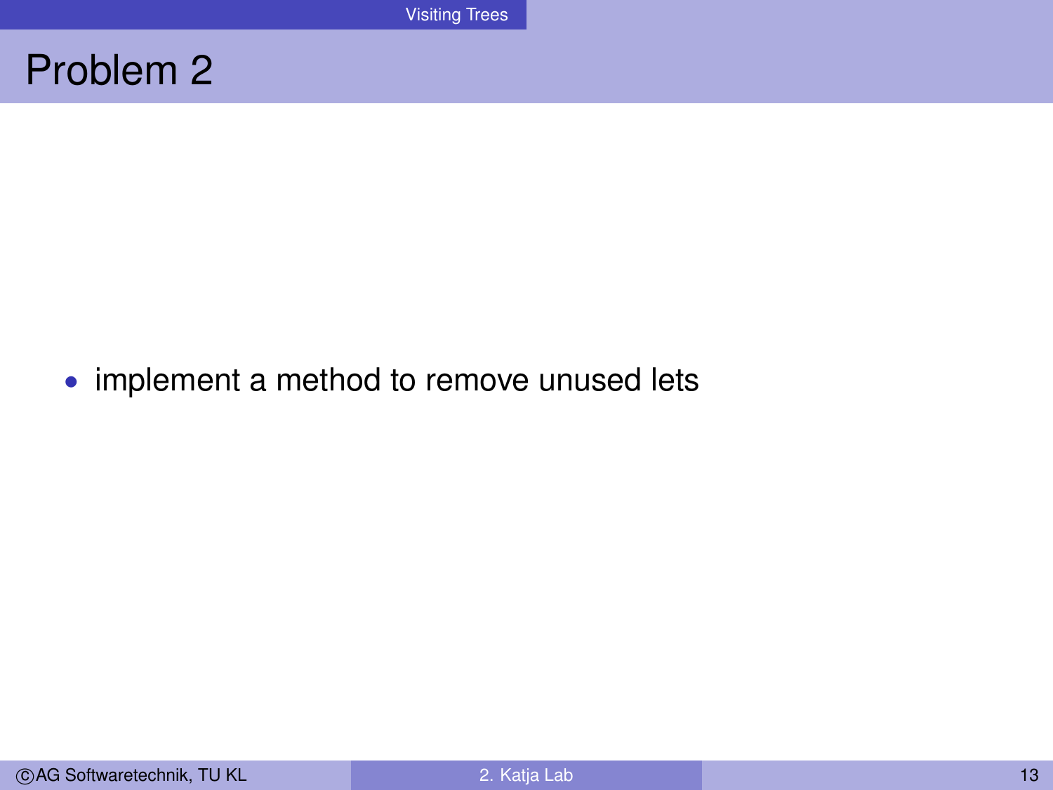# Problem 2

- implement a method to remove unused lets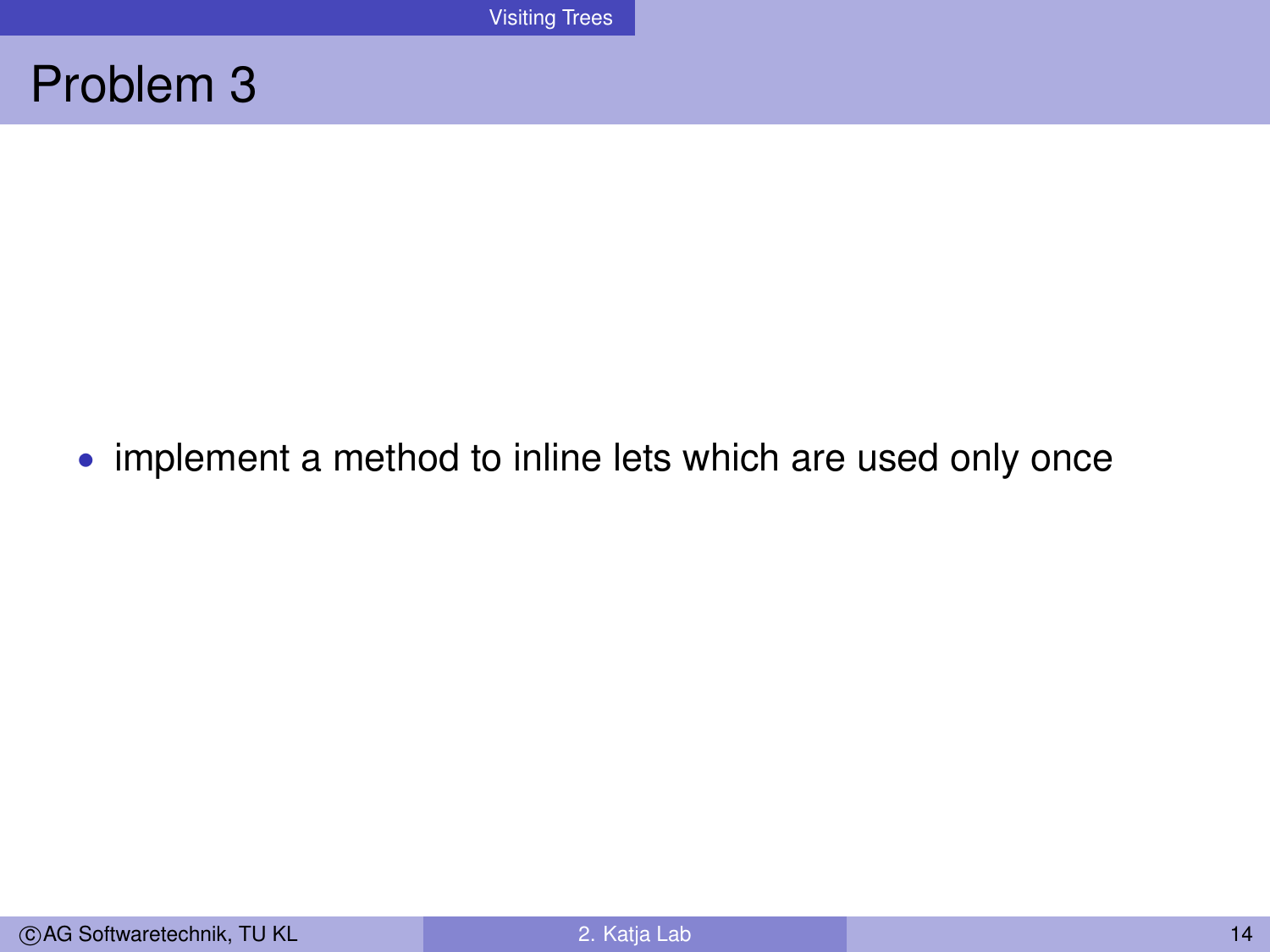# Problem 3

- implement a method to inline lets which are used only once